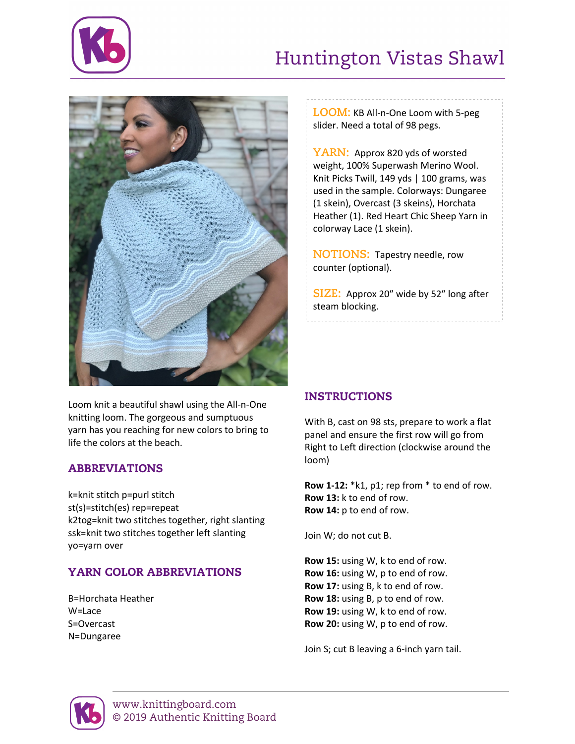# Huntington Vistas Shawl

**LOOM:** KB All-n-One Loom with 5-peg slider. Need a total of 98 pegs.

**YARN:** Approx 820 yds of worsted weight, 100% Superwash Merino Wool. Knit Picks Twill, 149 yds | 100 grams, was used in the sample. Colorways: Dungaree (1 skein), Overcast (3 skeins), Horchata Heather (1). Red Heart Chic Sheep Yarn in colorway Lace (1 skein).

**NOTIONS:** Tapestry needle, row counter (optional).

**SIZE:** Approx 20" wide by 52" long after steam blocking.

Loom knit a beautiful shawl using the All-n-One knitting loom. The gorgeous and sumptuous yarn has you reaching for new colors to bring to life the colors at the beach.

## ABBREVIATIONS

k=knit stitch p=purl stitch
st(s)=stitch(es) rep=repeat
k2tog=knit two stitches together, right slanting
ssk=knit two stitches together left slanting
yo=yarn over

## YARN COLOR ABBREVIATIONS

B=Horchata Heather
W=Lace
S=Overcast
N=Dungaree

## INSTRUCTIONS

With B, cast on 98 sts, prepare to work a flat panel and ensure the first row will go from Right to Left direction (clockwise around the loom)

**Row 1-12:** *k1, p1; rep from * to end of row.
**Row 13:** k to end of row.
**Row 14:** p to end of row.

Join W; do not cut B.

**Row 15:** using W, k to end of row.
**Row 16:** using W, p to end of row.
**Row 17:** using B, k to end of row.
**Row 18:** using B, p to end of row.
**Row 19:** using W, k to end of row.
**Row 20:** using W, p to end of row.

Join S; cut B leaving a 6-inch yarn tail.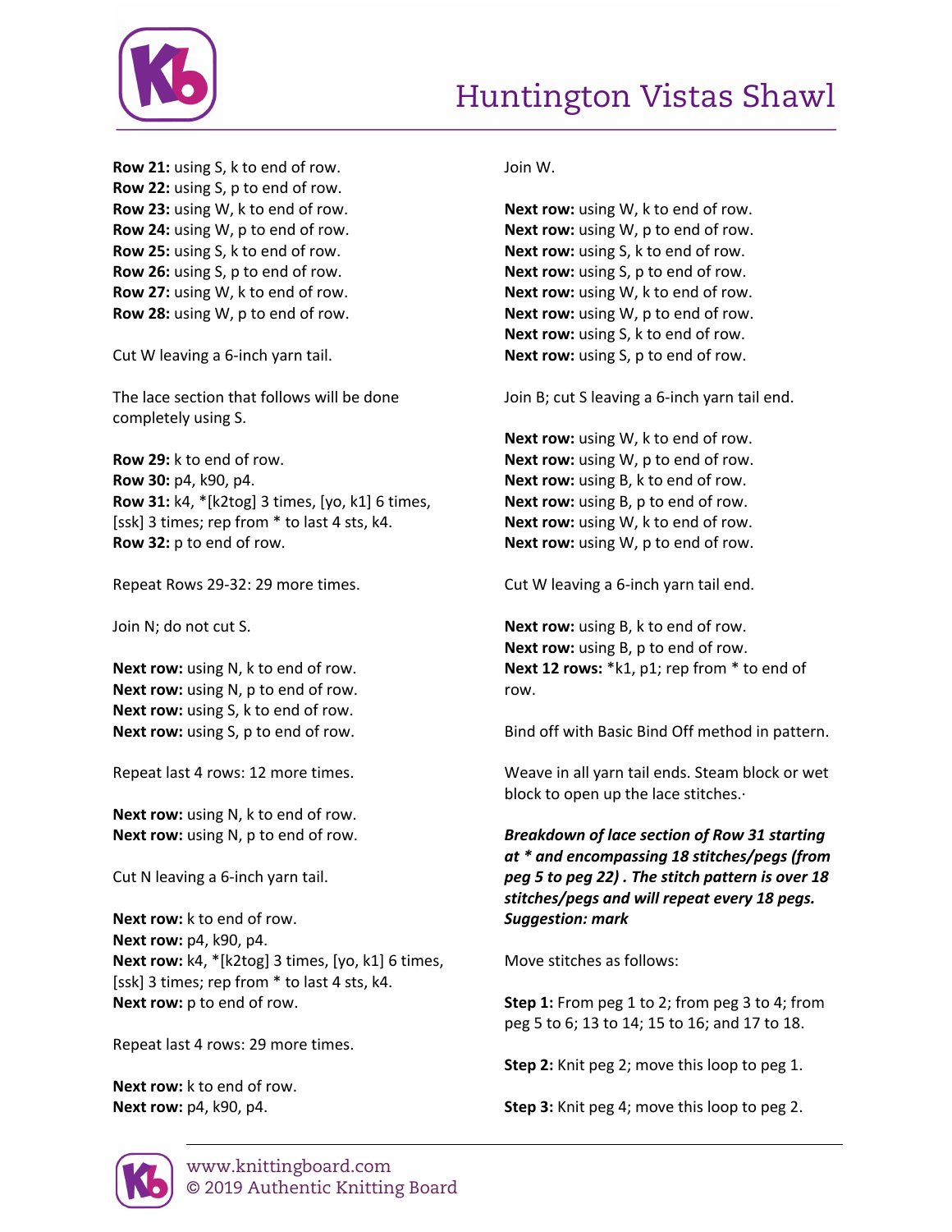**Row 21:** using S, k to end of row.
**Row 22:** using S, p to end of row.
**Row 23:** using W, k to end of row.
**Row 24:** using W, p to end of row.
**Row 25:** using S, k to end of row.
**Row 26:** using S, p to end of row.
**Row 27:** using W, k to end of row.
**Row 28:** using W, p to end of row.

Cut W leaving a 6-inch yarn tail.

The lace section that follows will be done completely using S.

**Row 29:** k to end of row.
**Row 30:** p4, k90, p4.
**Row 31:** k4, *[k2tog] 3 times, [yo, k1] 6 times, [ssk] 3 times; rep from * to last 4 sts, k4.
**Row 32:** p to end of row.

Repeat Rows 29-32: 29 more times.

Join N; do not cut S.

**Next row:** using N, k to end of row.
**Next row:** using N, p to end of row.
**Next row:** using S, k to end of row.
**Next row:** using S, p to end of row.

Repeat last 4 rows: 12 more times.

**Next row:** using N, k to end of row.
**Next row:** using N, p to end of row.

Cut N leaving a 6-inch yarn tail.

**Next row:** k to end of row.
**Next row:** p4, k90, p4.
**Next row:** k4, *[k2tog] 3 times, [yo, k1] 6 times, [ssk] 3 times; rep from * to last 4 sts, k4.
**Next row:** p to end of row.

Repeat last 4 rows: 29 more times.

**Next row:** k to end of row.
**Next row:** p4, k90, p4.

Join W.

**Next row:** using W, k to end of row.
**Next row:** using W, p to end of row.
**Next row:** using S, k to end of row.
**Next row:** using S, p to end of row.
**Next row:** using W, k to end of row.
**Next row:** using W, p to end of row.
**Next row:** using S, k to end of row.
**Next row:** using S, p to end of row.

Join B; cut S leaving a 6-inch yarn tail end.

**Next row:** using W, k to end of row.
**Next row:** using W, p to end of row.
**Next row:** using B, k to end of row.
**Next row:** using B, p to end of row.
**Next row:** using W, k to end of row.
**Next row:** using W, p to end of row.

Cut W leaving a 6-inch yarn tail end.

**Next row:** using B, k to end of row.
**Next row:** using B, p to end of row.
**Next 12 rows:** *k1, p1; rep from * to end of row.

Bind off with Basic Bind Off method in pattern.

Weave in all yarn tail ends. Steam block or wet block to open up the lace stitches.·

***Breakdown of lace section of Row 31 starting at * and encompassing 18 stitches/pegs (from peg 5 to peg 22) . The stitch pattern is over 18 stitches/pegs and will repeat every 18 pegs. Suggestion: mark***

Move stitches as follows:

**Step 1:** From peg 1 to 2; from peg 3 to 4; from peg 5 to 6; 13 to 14; 15 to 16; and 17 to 18.

**Step 2:** Knit peg 2; move this loop to peg 1.

**Step 3:** Knit peg 4; move this loop to peg 2.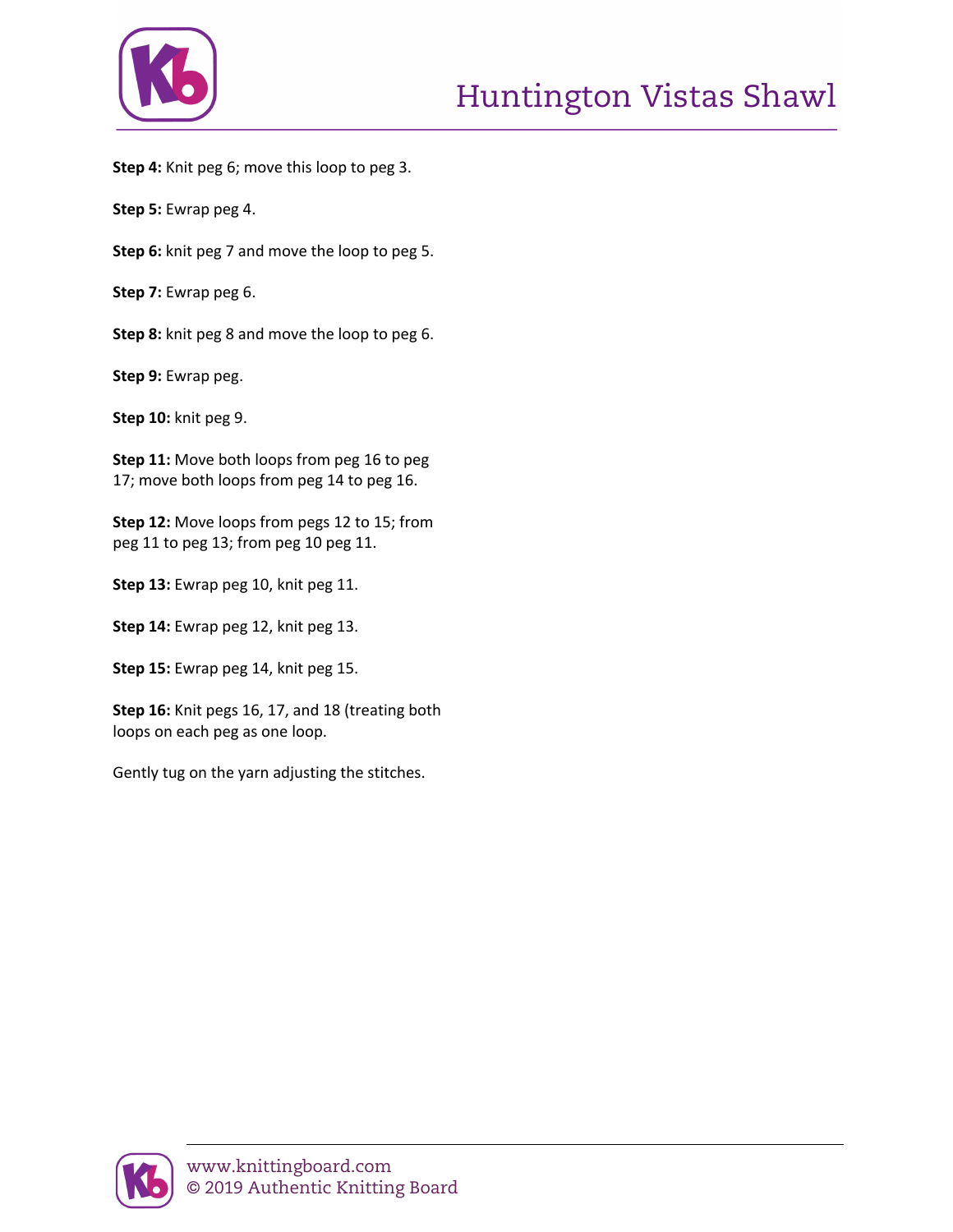**Step 4:** Knit peg 6; move this loop to peg 3.

**Step 5:** Ewrap peg 4.

**Step 6:** knit peg 7 and move the loop to peg 5.

**Step 7:** Ewrap peg 6.

**Step 8:** knit peg 8 and move the loop to peg 6.

**Step 9:** Ewrap peg.

**Step 10:** knit peg 9.

**Step 11:** Move both loops from peg 16 to peg 17; move both loops from peg 14 to peg 16.

**Step 12:** Move loops from pegs 12 to 15; from peg 11 to peg 13; from peg 10 peg 11.

**Step 13:** Ewrap peg 10, knit peg 11.

**Step 14:** Ewrap peg 12, knit peg 13.

**Step 15:** Ewrap peg 14, knit peg 15.

**Step 16:** Knit pegs 16, 17, and 18 (treating both loops on each peg as one loop.

Gently tug on the yarn adjusting the stitches.